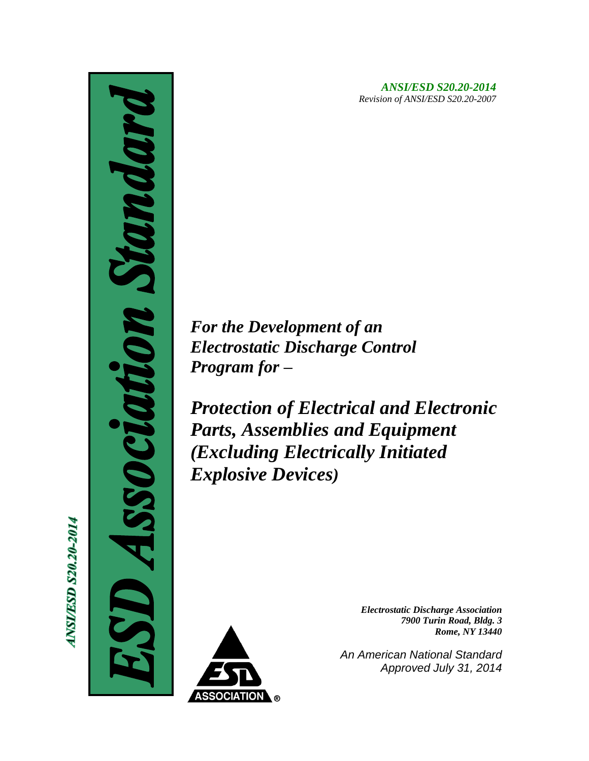***ANSI/ESD S20.20-2014***
*Revision of ANSI/ESD S20.20-2007*

***ESD Association Standard***

***ANSI/ESD S20.20-2014***

# *For the Development of an Electrostatic Discharge Control Program for –*

# *Protection of Electrical and Electronic Parts, Assemblies and Equipment (Excluding Electrically Initiated Explosive Devices)*

***Electrostatic Discharge Association***
***7900 Turin Road, Bldg. 3***
***Rome, NY 13440***

*An American National Standard*
*Approved July 31, 2014*

ESD ASSOCIATION ®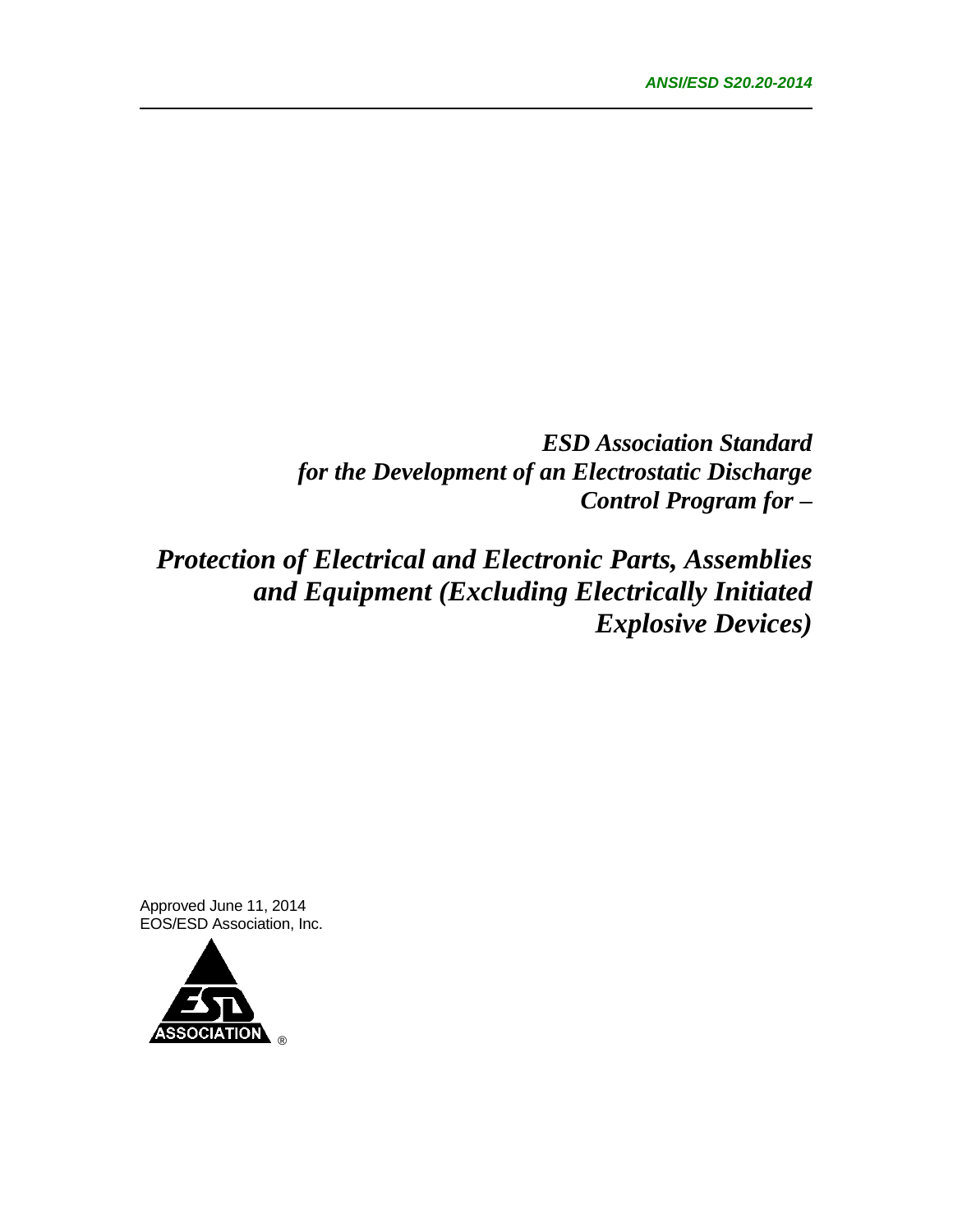*ANSI/ESD S20.20-2014*

# *ESD Association Standard for the Development of an Electrostatic Discharge Control Program for –*

# *Protection of Electrical and Electronic Parts, Assemblies and Equipment (Excluding Electrically Initiated Explosive Devices)*

Approved June 11, 2014
EOS/ESD Association, Inc.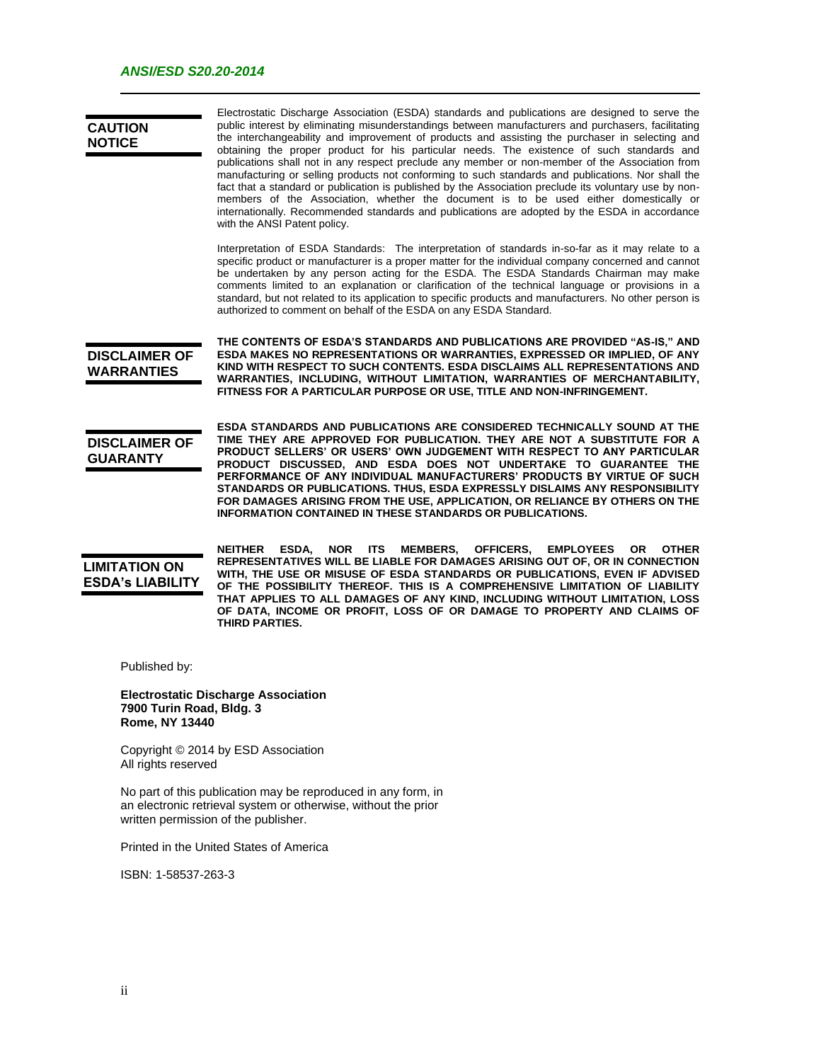## CAUTION NOTICE

Electrostatic Discharge Association (ESDA) standards and publications are designed to serve the public interest by eliminating misunderstandings between manufacturers and purchasers, facilitating the interchangeability and improvement of products and assisting the purchaser in selecting and obtaining the proper product for his particular needs. The existence of such standards and publications shall not in any respect preclude any member or non-member of the Association from manufacturing or selling products not conforming to such standards and publications. Nor shall the fact that a standard or publication is published by the Association preclude its voluntary use by non-members of the Association, whether the document is to be used either domestically or internationally. Recommended standards and publications are adopted by the ESDA in accordance with the ANSI Patent policy.

Interpretation of ESDA Standards: The interpretation of standards in-so-far as it may relate to a specific product or manufacturer is a proper matter for the individual company concerned and cannot be undertaken by any person acting for the ESDA. The ESDA Standards Chairman may make comments limited to an explanation or clarification of the technical language or provisions in a standard, but not related to its application to specific products and manufacturers. No other person is authorized to comment on behalf of the ESDA on any ESDA Standard.

## DISCLAIMER OF WARRANTIES

**THE CONTENTS OF ESDA'S STANDARDS AND PUBLICATIONS ARE PROVIDED "AS-IS," AND ESDA MAKES NO REPRESENTATIONS OR WARRANTIES, EXPRESSED OR IMPLIED, OF ANY KIND WITH RESPECT TO SUCH CONTENTS. ESDA DISCLAIMS ALL REPRESENTATIONS AND WARRANTIES, INCLUDING, WITHOUT LIMITATION, WARRANTIES OF MERCHANTABILITY, FITNESS FOR A PARTICULAR PURPOSE OR USE, TITLE AND NON-INFRINGEMENT.**

## DISCLAIMER OF GUARANTY

**ESDA STANDARDS AND PUBLICATIONS ARE CONSIDERED TECHNICALLY SOUND AT THE TIME THEY ARE APPROVED FOR PUBLICATION. THEY ARE NOT A SUBSTITUTE FOR A PRODUCT SELLERS' OR USERS' OWN JUDGEMENT WITH RESPECT TO ANY PARTICULAR PRODUCT DISCUSSED, AND ESDA DOES NOT UNDERTAKE TO GUARANTEE THE PERFORMANCE OF ANY INDIVIDUAL MANUFACTURERS' PRODUCTS BY VIRTUE OF SUCH STANDARDS OR PUBLICATIONS. THUS, ESDA EXPRESSLY DISLAIMS ANY RESPONSIBILITY FOR DAMAGES ARISING FROM THE USE, APPLICATION, OR RELIANCE BY OTHERS ON THE INFORMATION CONTAINED IN THESE STANDARDS OR PUBLICATIONS.**

## LIMITATION ON ESDA's LIABILITY

**NEITHER ESDA, NOR ITS MEMBERS, OFFICERS, EMPLOYEES OR OTHER REPRESENTATIVES WILL BE LIABLE FOR DAMAGES ARISING OUT OF, OR IN CONNECTION WITH, THE USE OR MISUSE OF ESDA STANDARDS OR PUBLICATIONS, EVEN IF ADVISED OF THE POSSIBILITY THEREOF. THIS IS A COMPREHENSIVE LIMITATION OF LIABILITY THAT APPLIES TO ALL DAMAGES OF ANY KIND, INCLUDING WITHOUT LIMITATION, LOSS OF DATA, INCOME OR PROFIT, LOSS OF OR DAMAGE TO PROPERTY AND CLAIMS OF THIRD PARTIES.**

Published by:

**Electrostatic Discharge Association**
**7900 Turin Road, Bldg. 3**
**Rome, NY 13440**

Copyright © 2014 by ESD Association
All rights reserved

No part of this publication may be reproduced in any form, in an electronic retrieval system or otherwise, without the prior written permission of the publisher.

Printed in the United States of America

ISBN: 1-58537-263-3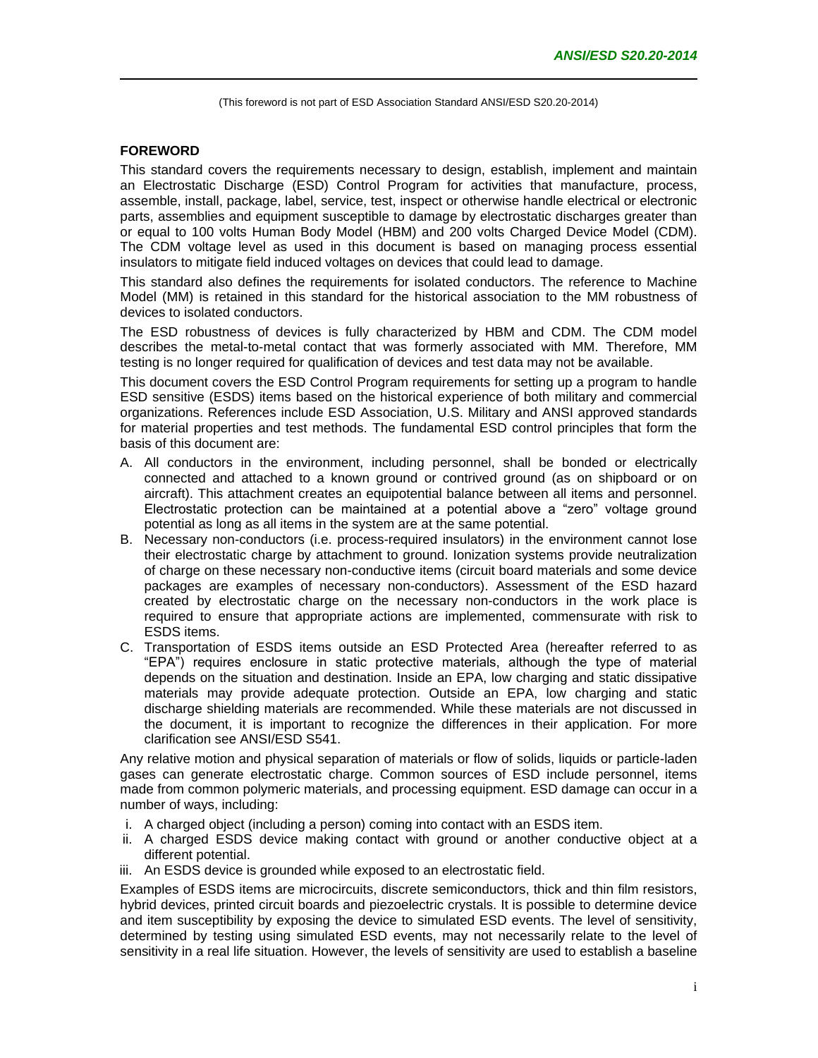(This foreword is not part of ESD Association Standard ANSI/ESD S20.20-2014)

## FOREWORD

This standard covers the requirements necessary to design, establish, implement and maintain an Electrostatic Discharge (ESD) Control Program for activities that manufacture, process, assemble, install, package, label, service, test, inspect or otherwise handle electrical or electronic parts, assemblies and equipment susceptible to damage by electrostatic discharges greater than or equal to 100 volts Human Body Model (HBM) and 200 volts Charged Device Model (CDM). The CDM voltage level as used in this document is based on managing process essential insulators to mitigate field induced voltages on devices that could lead to damage.

This standard also defines the requirements for isolated conductors. The reference to Machine Model (MM) is retained in this standard for the historical association to the MM robustness of devices to isolated conductors.

The ESD robustness of devices is fully characterized by HBM and CDM. The CDM model describes the metal-to-metal contact that was formerly associated with MM. Therefore, MM testing is no longer required for qualification of devices and test data may not be available.

This document covers the ESD Control Program requirements for setting up a program to handle ESD sensitive (ESDS) items based on the historical experience of both military and commercial organizations. References include ESD Association, U.S. Military and ANSI approved standards for material properties and test methods. The fundamental ESD control principles that form the basis of this document are:

A. All conductors in the environment, including personnel, shall be bonded or electrically connected and attached to a known ground or contrived ground (as on shipboard or on aircraft). This attachment creates an equipotential balance between all items and personnel. Electrostatic protection can be maintained at a potential above a "zero" voltage ground potential as long as all items in the system are at the same potential.
B. Necessary non-conductors (i.e. process-required insulators) in the environment cannot lose their electrostatic charge by attachment to ground. Ionization systems provide neutralization of charge on these necessary non-conductive items (circuit board materials and some device packages are examples of necessary non-conductors). Assessment of the ESD hazard created by electrostatic charge on the necessary non-conductors in the work place is required to ensure that appropriate actions are implemented, commensurate with risk to ESDS items.
C. Transportation of ESDS items outside an ESD Protected Area (hereafter referred to as "EPA") requires enclosure in static protective materials, although the type of material depends on the situation and destination. Inside an EPA, low charging and static dissipative materials may provide adequate protection. Outside an EPA, low charging and static discharge shielding materials are recommended. While these materials are not discussed in the document, it is important to recognize the differences in their application. For more clarification see ANSI/ESD S541.

Any relative motion and physical separation of materials or flow of solids, liquids or particle-laden gases can generate electrostatic charge. Common sources of ESD include personnel, items made from common polymeric materials, and processing equipment. ESD damage can occur in a number of ways, including:

i. A charged object (including a person) coming into contact with an ESDS item.
ii. A charged ESDS device making contact with ground or another conductive object at a different potential.
iii. An ESDS device is grounded while exposed to an electrostatic field.

Examples of ESDS items are microcircuits, discrete semiconductors, thick and thin film resistors, hybrid devices, printed circuit boards and piezoelectric crystals. It is possible to determine device and item susceptibility by exposing the device to simulated ESD events. The level of sensitivity, determined by testing using simulated ESD events, may not necessarily relate to the level of sensitivity in a real life situation. However, the levels of sensitivity are used to establish a baseline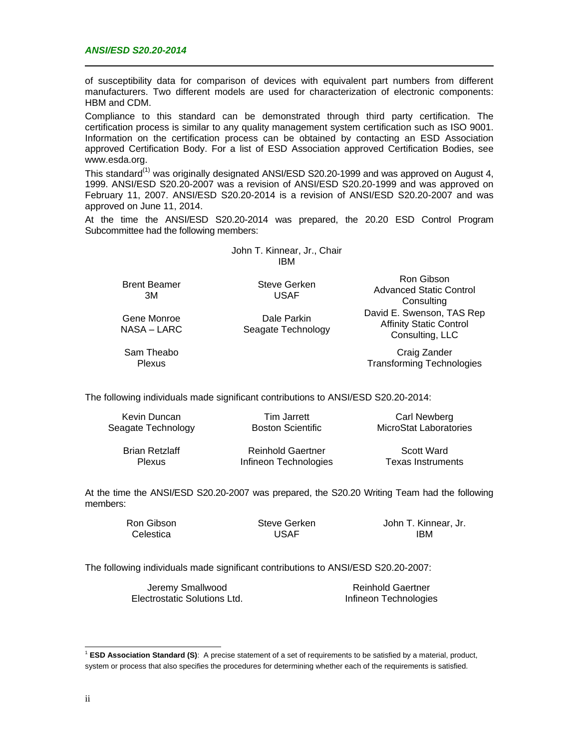of susceptibility data for comparison of devices with equivalent part numbers from different manufacturers. Two different models are used for characterization of electronic components: HBM and CDM.

Compliance to this standard can be demonstrated through third party certification. The certification process is similar to any quality management system certification such as ISO 9001. Information on the certification process can be obtained by contacting an ESD Association approved Certification Body. For a list of ESD Association approved Certification Bodies, see www.esda.org.

This standard[(1)] was originally designated ANSI/ESD S20.20-1999 and was approved on August 4, 1999. ANSI/ESD S20.20-2007 was a revision of ANSI/ESD S20.20-1999 and was approved on February 11, 2007. ANSI/ESD S20.20-2014 is a revision of ANSI/ESD S20.20-2007 and was approved on June 11, 2014.

At the time the ANSI/ESD S20.20-2014 was prepared, the 20.20 ESD Control Program Subcommittee had the following members:

John T. Kinnear, Jr., Chair
IBM

| | | |
|---|---|---|
| Brent Beamer<br>3M | Steve Gerken<br>USAF | Ron Gibson<br>Advanced Static Control Consulting |
| Gene Monroe<br>NASA – LARC | Dale Parkin<br>Seagate Technology | David E. Swenson, TAS Rep<br>Affinity Static Control Consulting, LLC |
| Sam Theabo<br>Plexus | | Craig Zander<br>Transforming Technologies |

The following individuals made significant contributions to ANSI/ESD S20.20-2014:

| | | |
|---|---|---|
| Kevin Duncan<br>Seagate Technology | Tim Jarrett<br>Boston Scientific | Carl Newberg<br>MicroStat Laboratories |
| Brian Retzlaff<br>Plexus | Reinhold Gaertner<br>Infineon Technologies | Scott Ward<br>Texas Instruments |

At the time the ANSI/ESD S20.20-2007 was prepared, the S20.20 Writing Team had the following members:

| | | |
|---|---|---|
| Ron Gibson<br>Celestica | Steve Gerken<br>USAF | John T. Kinnear, Jr.<br>IBM |

The following individuals made significant contributions to ANSI/ESD S20.20-2007:

| | |
|---|---|
| Jeremy Smallwood<br>Electrostatic Solutions Ltd. | Reinhold Gaertner<br>Infineon Technologies |

---

[1] **ESD Association Standard (S)**: A precise statement of a set of requirements to be satisfied by a material, product, system or process that also specifies the procedures for determining whether each of the requirements is satisfied.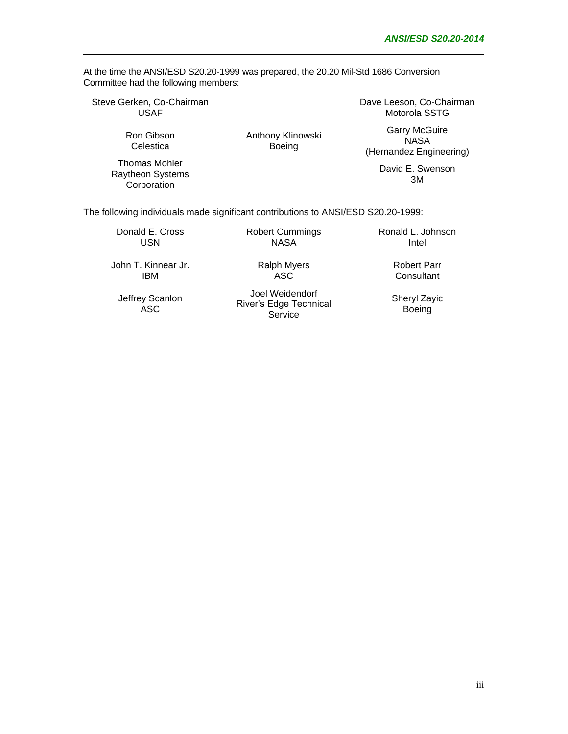At the time the ANSI/ESD S20.20-1999 was prepared, the 20.20 Mil-Std 1686 Conversion Committee had the following members:

Steve Gerken, Co-Chairman
USAF

Dave Leeson, Co-Chairman
Motorola SSTG

Ron Gibson
Celestica

Anthony Klinowski
Boeing

Garry McGuire
NASA
(Hernandez Engineering)

Thomas Mohler
Raytheon Systems Corporation

David E. Swenson
3M

The following individuals made significant contributions to ANSI/ESD S20.20-1999:

Donald E. Cross
USN

Robert Cummings
NASA

Ronald L. Johnson
Intel

John T. Kinnear Jr.
IBM

Ralph Myers
ASC

Robert Parr
Consultant

Jeffrey Scanlon
ASC

Joel Weidendorf
River's Edge Technical Service

Sheryl Zayic
Boeing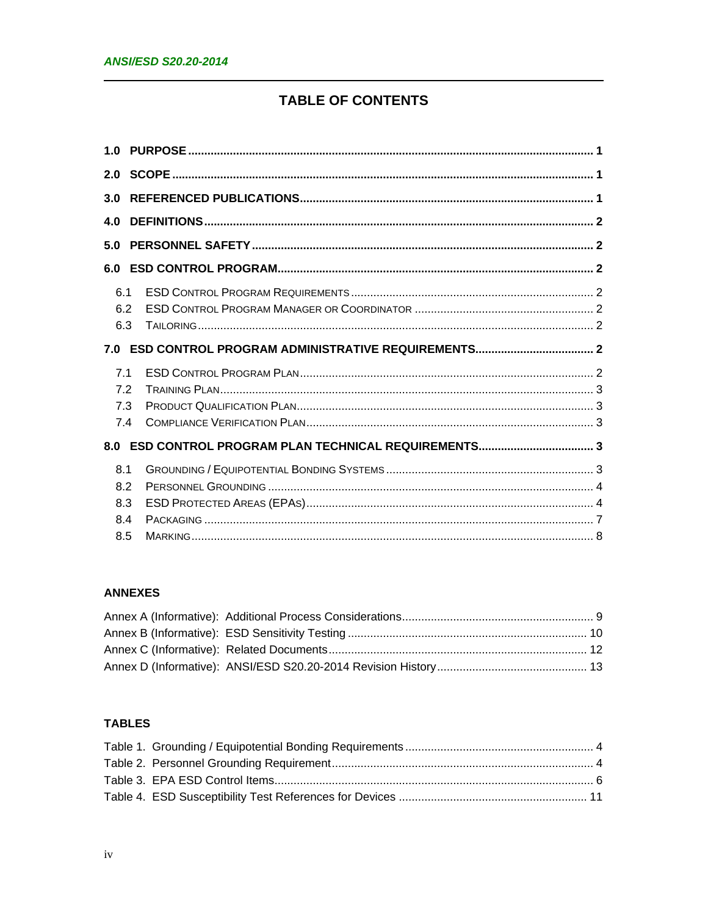## TABLE OF CONTENTS

**1.0 PURPOSE** .... 1

**2.0 SCOPE** .... 1

**3.0 REFERENCED PUBLICATIONS** .... 1

**4.0 DEFINITIONS** .... 2

**5.0 PERSONNEL SAFETY** .... 2

**6.0 ESD CONTROL PROGRAM** .... 2

- 6.1 ESD Control Program Requirements .... 2
- 6.2 ESD Control Program Manager or Coordinator .... 2
- 6.3 Tailoring .... 2

**7.0 ESD CONTROL PROGRAM ADMINISTRATIVE REQUIREMENTS** .... 2

- 7.1 ESD Control Program Plan .... 2
- 7.2 Training Plan .... 3
- 7.3 Product Qualification Plan .... 3
- 7.4 Compliance Verification Plan .... 3

**8.0 ESD CONTROL PROGRAM PLAN TECHNICAL REQUIREMENTS** .... 3

- 8.1 Grounding / Equipotential Bonding Systems .... 3
- 8.2 Personnel Grounding .... 4
- 8.3 ESD Protected Areas (EPAs) .... 4
- 8.4 Packaging .... 7
- 8.5 Marking .... 8

### ANNEXES

Annex A (Informative): Additional Process Considerations .... 9
Annex B (Informative): ESD Sensitivity Testing .... 10
Annex C (Informative): Related Documents .... 12
Annex D (Informative): ANSI/ESD S20.20-2014 Revision History .... 13

### TABLES

Table 1. Grounding / Equipotential Bonding Requirements .... 4
Table 2. Personnel Grounding Requirement .... 4
Table 3. EPA ESD Control Items .... 6
Table 4. ESD Susceptibility Test References for Devices .... 11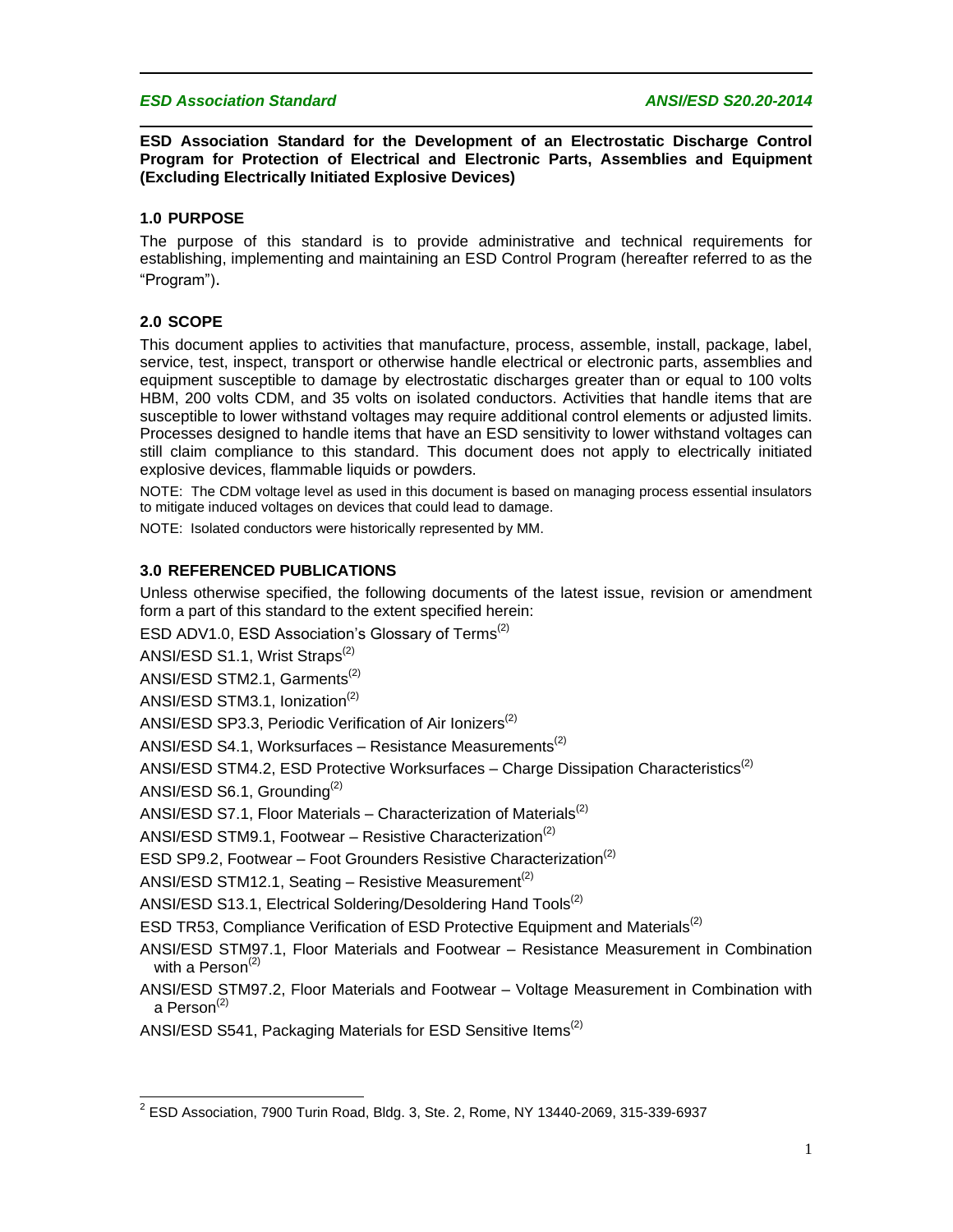*ESD Association Standard* *ANSI/ESD S20.20-2014*

**ESD Association Standard for the Development of an Electrostatic Discharge Control Program for Protection of Electrical and Electronic Parts, Assemblies and Equipment (Excluding Electrically Initiated Explosive Devices)**

## 1.0 PURPOSE

The purpose of this standard is to provide administrative and technical requirements for establishing, implementing and maintaining an ESD Control Program (hereafter referred to as the "Program").

## 2.0 SCOPE

This document applies to activities that manufacture, process, assemble, install, package, label, service, test, inspect, transport or otherwise handle electrical or electronic parts, assemblies and equipment susceptible to damage by electrostatic discharges greater than or equal to 100 volts HBM, 200 volts CDM, and 35 volts on isolated conductors. Activities that handle items that are susceptible to lower withstand voltages may require additional control elements or adjusted limits. Processes designed to handle items that have an ESD sensitivity to lower withstand voltages can still claim compliance to this standard. This document does not apply to electrically initiated explosive devices, flammable liquids or powders.

NOTE: The CDM voltage level as used in this document is based on managing process essential insulators to mitigate induced voltages on devices that could lead to damage.

NOTE: Isolated conductors were historically represented by MM.

## 3.0 REFERENCED PUBLICATIONS

Unless otherwise specified, the following documents of the latest issue, revision or amendment form a part of this standard to the extent specified herein:

ESD ADV1.0, ESD Association's Glossary of Terms[2]

ANSI/ESD S1.1, Wrist Straps[2]

ANSI/ESD STM2.1, Garments[2]

ANSI/ESD STM3.1, Ionization[2]

ANSI/ESD SP3.3, Periodic Verification of Air Ionizers[2]

ANSI/ESD S4.1, Worksurfaces – Resistance Measurements[2]

ANSI/ESD STM4.2, ESD Protective Worksurfaces – Charge Dissipation Characteristics[2]

ANSI/ESD S6.1, Grounding[2]

ANSI/ESD S7.1, Floor Materials – Characterization of Materials[2]

ANSI/ESD STM9.1, Footwear – Resistive Characterization[2]

ESD SP9.2, Footwear – Foot Grounders Resistive Characterization[2]

ANSI/ESD STM12.1, Seating – Resistive Measurement[2]

ANSI/ESD S13.1, Electrical Soldering/Desoldering Hand Tools[2]

ESD TR53, Compliance Verification of ESD Protective Equipment and Materials[2]

ANSI/ESD STM97.1, Floor Materials and Footwear – Resistance Measurement in Combination with a Person[2]

ANSI/ESD STM97.2, Floor Materials and Footwear – Voltage Measurement in Combination with a Person[2]

ANSI/ESD S541, Packaging Materials for ESD Sensitive Items[2]

---

[2] ESD Association, 7900 Turin Road, Bldg. 3, Ste. 2, Rome, NY 13440-2069, 315-339-6937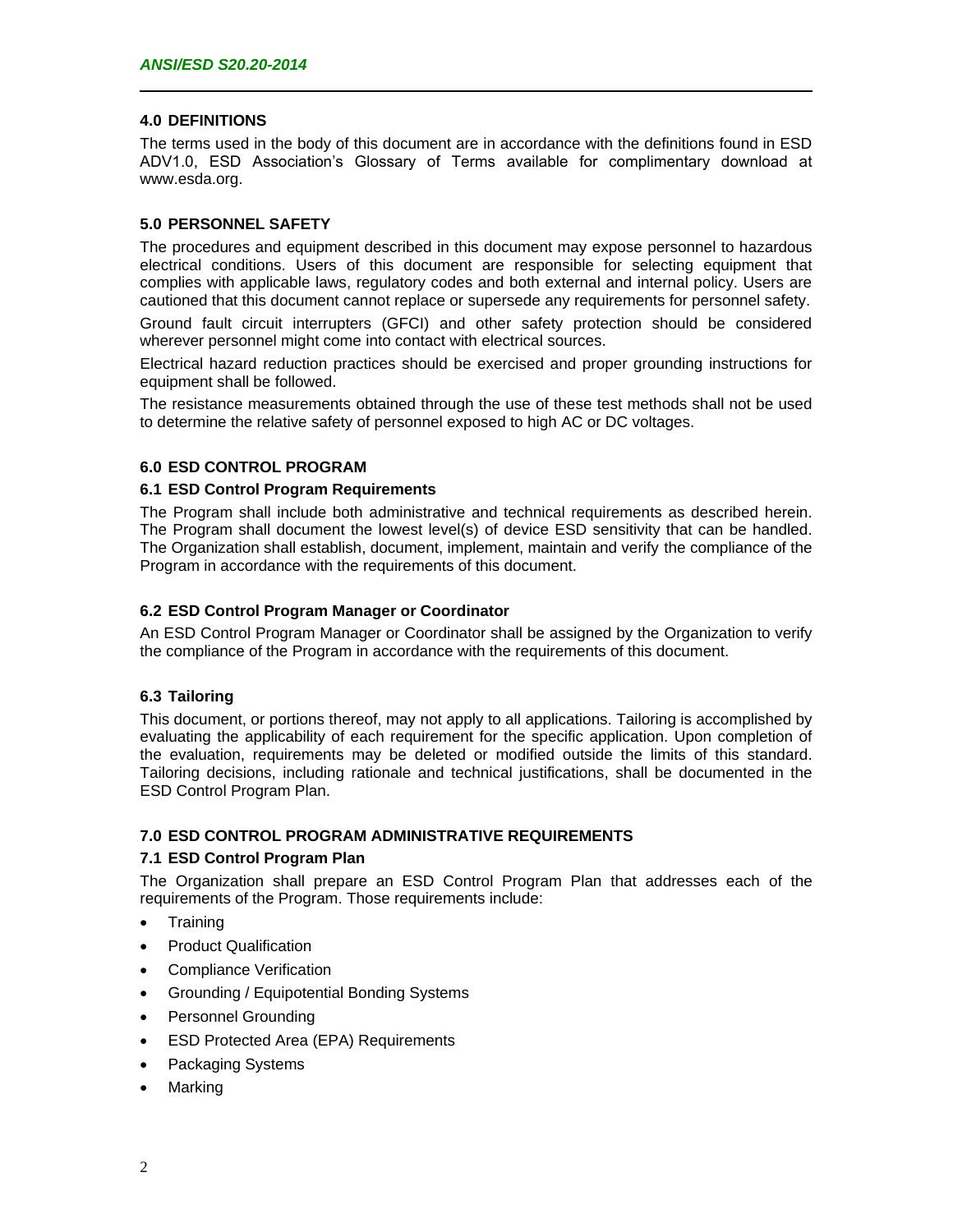## 4.0 DEFINITIONS

The terms used in the body of this document are in accordance with the definitions found in ESD ADV1.0, ESD Association's Glossary of Terms available for complimentary download at www.esda.org.

## 5.0 PERSONNEL SAFETY

The procedures and equipment described in this document may expose personnel to hazardous electrical conditions. Users of this document are responsible for selecting equipment that complies with applicable laws, regulatory codes and both external and internal policy. Users are cautioned that this document cannot replace or supersede any requirements for personnel safety.

Ground fault circuit interrupters (GFCI) and other safety protection should be considered wherever personnel might come into contact with electrical sources.

Electrical hazard reduction practices should be exercised and proper grounding instructions for equipment shall be followed.

The resistance measurements obtained through the use of these test methods shall not be used to determine the relative safety of personnel exposed to high AC or DC voltages.

## 6.0 ESD CONTROL PROGRAM

### 6.1 ESD Control Program Requirements

The Program shall include both administrative and technical requirements as described herein. The Program shall document the lowest level(s) of device ESD sensitivity that can be handled. The Organization shall establish, document, implement, maintain and verify the compliance of the Program in accordance with the requirements of this document.

### 6.2 ESD Control Program Manager or Coordinator

An ESD Control Program Manager or Coordinator shall be assigned by the Organization to verify the compliance of the Program in accordance with the requirements of this document.

### 6.3 Tailoring

This document, or portions thereof, may not apply to all applications. Tailoring is accomplished by evaluating the applicability of each requirement for the specific application. Upon completion of the evaluation, requirements may be deleted or modified outside the limits of this standard. Tailoring decisions, including rationale and technical justifications, shall be documented in the ESD Control Program Plan.

## 7.0 ESD CONTROL PROGRAM ADMINISTRATIVE REQUIREMENTS

### 7.1 ESD Control Program Plan

The Organization shall prepare an ESD Control Program Plan that addresses each of the requirements of the Program. Those requirements include:

- Training
- Product Qualification
- Compliance Verification
- Grounding / Equipotential Bonding Systems
- Personnel Grounding
- ESD Protected Area (EPA) Requirements
- Packaging Systems
- Marking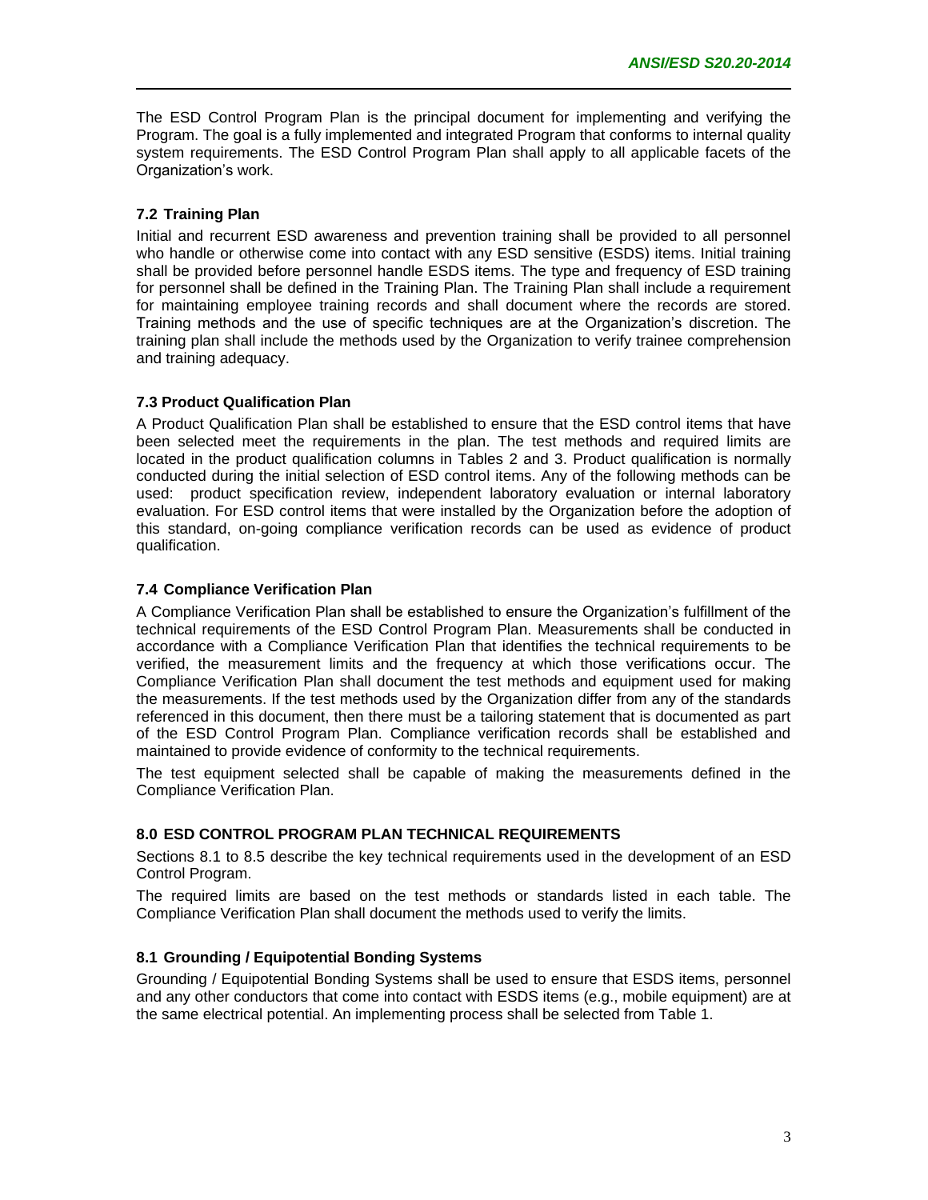The ESD Control Program Plan is the principal document for implementing and verifying the Program. The goal is a fully implemented and integrated Program that conforms to internal quality system requirements. The ESD Control Program Plan shall apply to all applicable facets of the Organization's work.

### 7.2 Training Plan

Initial and recurrent ESD awareness and prevention training shall be provided to all personnel who handle or otherwise come into contact with any ESD sensitive (ESDS) items. Initial training shall be provided before personnel handle ESDS items. The type and frequency of ESD training for personnel shall be defined in the Training Plan. The Training Plan shall include a requirement for maintaining employee training records and shall document where the records are stored. Training methods and the use of specific techniques are at the Organization's discretion. The training plan shall include the methods used by the Organization to verify trainee comprehension and training adequacy.

### 7.3 Product Qualification Plan

A Product Qualification Plan shall be established to ensure that the ESD control items that have been selected meet the requirements in the plan. The test methods and required limits are located in the product qualification columns in Tables 2 and 3. Product qualification is normally conducted during the initial selection of ESD control items. Any of the following methods can be used: product specification review, independent laboratory evaluation or internal laboratory evaluation. For ESD control items that were installed by the Organization before the adoption of this standard, on-going compliance verification records can be used as evidence of product qualification.

### 7.4 Compliance Verification Plan

A Compliance Verification Plan shall be established to ensure the Organization's fulfillment of the technical requirements of the ESD Control Program Plan. Measurements shall be conducted in accordance with a Compliance Verification Plan that identifies the technical requirements to be verified, the measurement limits and the frequency at which those verifications occur. The Compliance Verification Plan shall document the test methods and equipment used for making the measurements. If the test methods used by the Organization differ from any of the standards referenced in this document, then there must be a tailoring statement that is documented as part of the ESD Control Program Plan. Compliance verification records shall be established and maintained to provide evidence of conformity to the technical requirements.

The test equipment selected shall be capable of making the measurements defined in the Compliance Verification Plan.

## 8.0 ESD CONTROL PROGRAM PLAN TECHNICAL REQUIREMENTS

Sections 8.1 to 8.5 describe the key technical requirements used in the development of an ESD Control Program.

The required limits are based on the test methods or standards listed in each table. The Compliance Verification Plan shall document the methods used to verify the limits.

### 8.1 Grounding / Equipotential Bonding Systems

Grounding / Equipotential Bonding Systems shall be used to ensure that ESDS items, personnel and any other conductors that come into contact with ESDS items (e.g., mobile equipment) are at the same electrical potential. An implementing process shall be selected from Table 1.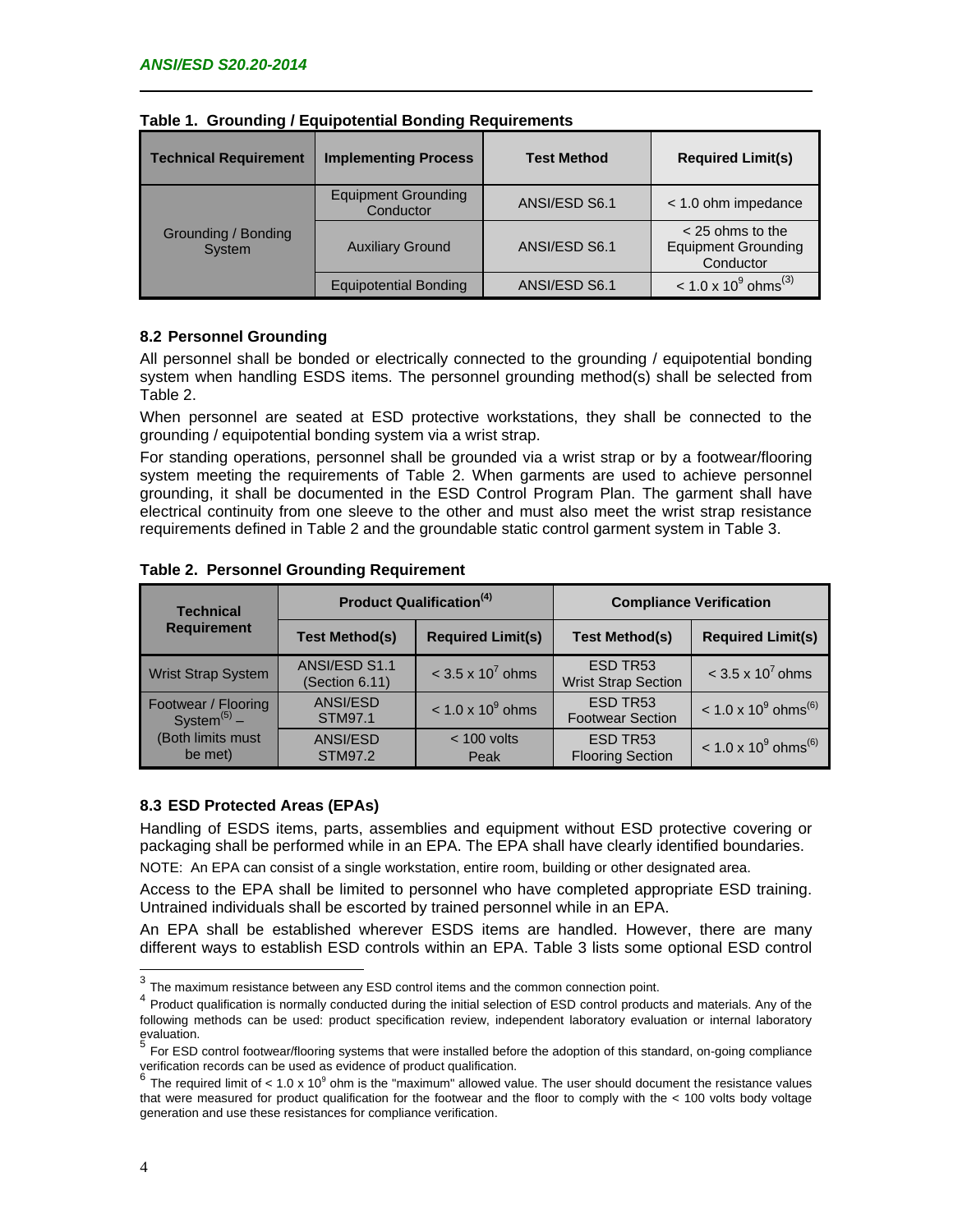**Table 1. Grounding / Equipotential Bonding Requirements**

| Technical Requirement | Implementing Process | Test Method | Required Limit(s) |
|---|---|---|---|
| Grounding / Bonding System | Equipment Grounding Conductor | ANSI/ESD S6.1 | < 1.0 ohm impedance |
| | Auxiliary Ground | ANSI/ESD S6.1 | < 25 ohms to the Equipment Grounding Conductor |
| | Equipotential Bonding | ANSI/ESD S6.1 | $< 1.0 \times 10^9$ ohms[3] |

### 8.2 Personnel Grounding

All personnel shall be bonded or electrically connected to the grounding / equipotential bonding system when handling ESDS items. The personnel grounding method(s) shall be selected from Table 2.

When personnel are seated at ESD protective workstations, they shall be connected to the grounding / equipotential bonding system via a wrist strap.

For standing operations, personnel shall be grounded via a wrist strap or by a footwear/flooring system meeting the requirements of Table 2. When garments are used to achieve personnel grounding, it shall be documented in the ESD Control Program Plan. The garment shall have electrical continuity from one sleeve to the other and must also meet the wrist strap resistance requirements defined in Table 2 and the groundable static control garment system in Table 3.

**Table 2. Personnel Grounding Requirement**

| Technical Requirement | Product Qualification[4] | | Compliance Verification | |
|---|---|---|---|---|
| | Test Method(s) | Required Limit(s) | Test Method(s) | Required Limit(s) |
| Wrist Strap System | ANSI/ESD S1.1 (Section 6.11) | $< 3.5 \times 10^7$ ohms | ESD TR53 Wrist Strap Section | $< 3.5 \times 10^7$ ohms |
| Footwear / Flooring System[5] – (Both limits must be met) | ANSI/ESD STM97.1 | $< 1.0 \times 10^9$ ohms | ESD TR53 Footwear Section | $< 1.0 \times 10^9$ ohms[6] |
| | ANSI/ESD STM97.2 | < 100 volts Peak | ESD TR53 Flooring Section | $< 1.0 \times 10^9$ ohms[6] |

### 8.3 ESD Protected Areas (EPAs)

Handling of ESDS items, parts, assemblies and equipment without ESD protective covering or packaging shall be performed while in an EPA. The EPA shall have clearly identified boundaries.

NOTE: An EPA can consist of a single workstation, entire room, building or other designated area.

Access to the EPA shall be limited to personnel who have completed appropriate ESD training. Untrained individuals shall be escorted by trained personnel while in an EPA.

An EPA shall be established wherever ESDS items are handled. However, there are many different ways to establish ESD controls within an EPA. Table 3 lists some optional ESD control

---

[3] The maximum resistance between any ESD control items and the common connection point.

[4] Product qualification is normally conducted during the initial selection of ESD control products and materials. Any of the following methods can be used: product specification review, independent laboratory evaluation or internal laboratory evaluation.

[5] For ESD control footwear/flooring systems that were installed before the adoption of this standard, on-going compliance verification records can be used as evidence of product qualification.

[6] The required limit of $< 1.0 \times 10^9$ ohm is the "maximum" allowed value. The user should document the resistance values that were measured for product qualification for the footwear and the floor to comply with the < 100 volts body voltage generation and use these resistances for compliance verification.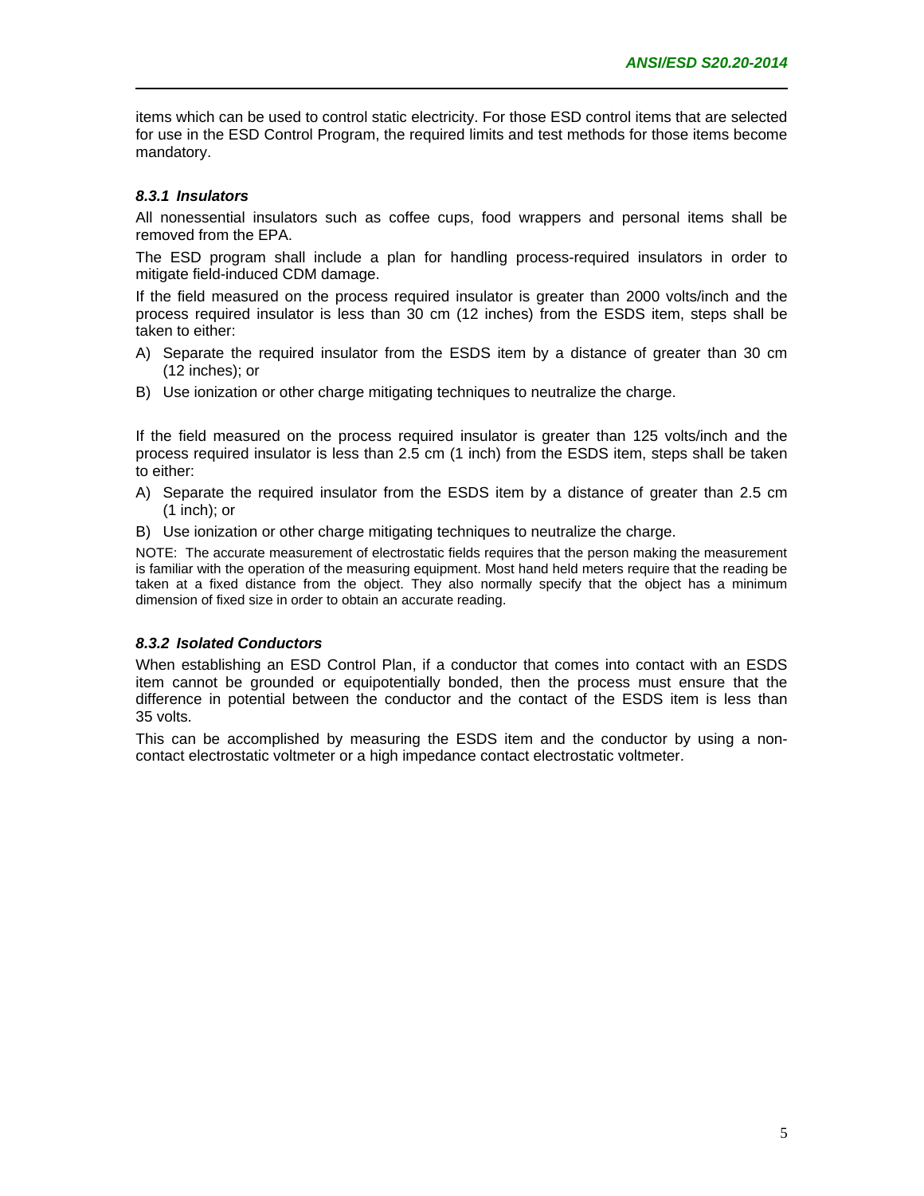items which can be used to control static electricity. For those ESD control items that are selected for use in the ESD Control Program, the required limits and test methods for those items become mandatory.

#### *8.3.1 Insulators*

All nonessential insulators such as coffee cups, food wrappers and personal items shall be removed from the EPA.

The ESD program shall include a plan for handling process-required insulators in order to mitigate field-induced CDM damage.

If the field measured on the process required insulator is greater than 2000 volts/inch and the process required insulator is less than 30 cm (12 inches) from the ESDS item, steps shall be taken to either:

A) Separate the required insulator from the ESDS item by a distance of greater than 30 cm (12 inches); or

B) Use ionization or other charge mitigating techniques to neutralize the charge.

If the field measured on the process required insulator is greater than 125 volts/inch and the process required insulator is less than 2.5 cm (1 inch) from the ESDS item, steps shall be taken to either:

A) Separate the required insulator from the ESDS item by a distance of greater than 2.5 cm (1 inch); or

B) Use ionization or other charge mitigating techniques to neutralize the charge.

NOTE: The accurate measurement of electrostatic fields requires that the person making the measurement is familiar with the operation of the measuring equipment. Most hand held meters require that the reading be taken at a fixed distance from the object. They also normally specify that the object has a minimum dimension of fixed size in order to obtain an accurate reading.

#### *8.3.2 Isolated Conductors*

When establishing an ESD Control Plan, if a conductor that comes into contact with an ESDS item cannot be grounded or equipotentially bonded, then the process must ensure that the difference in potential between the conductor and the contact of the ESDS item is less than 35 volts.

This can be accomplished by measuring the ESDS item and the conductor by using a non-contact electrostatic voltmeter or a high impedance contact electrostatic voltmeter.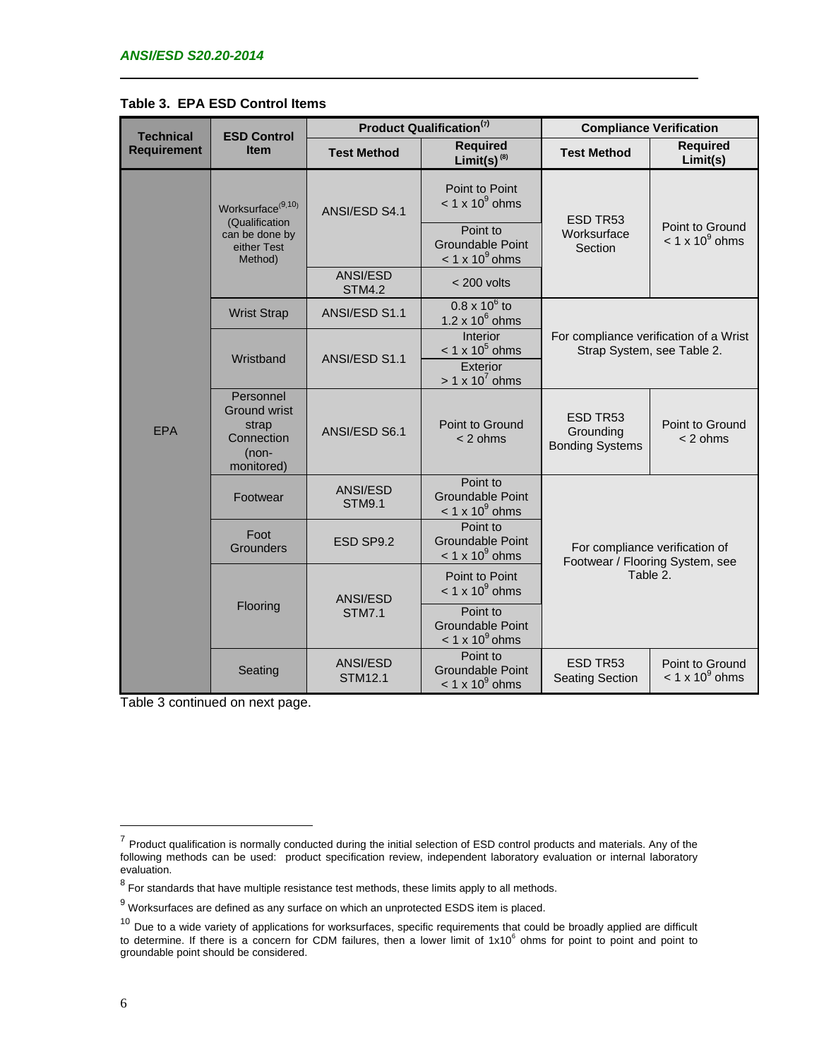**Table 3. EPA ESD Control Items**

| Technical Requirement | ESD Control Item | Product Qualification[7] | | Compliance Verification | |
|---|---|---|---|---|---|
| | | Test Method | Required Limit(s) [8] | Test Method | Required Limit(s) |
| EPA | Worksurface[9,10] (Qualification can be done by either Test Method) | ANSI/ESD S4.1 | Point to Point $< 1 \times 10^9$ ohms | ESD TR53 Worksurface Section | Point to Ground $< 1 \times 10^9$ ohms |
| | | | Point to Groundable Point $< 1 \times 10^9$ ohms | | |
| | | ANSI/ESD STM4.2 | < 200 volts | | |
| | Wrist Strap | ANSI/ESD S1.1 | $0.8 \times 10^6$ to $1.2 \times 10^6$ ohms | For compliance verification of a Wrist Strap System, see Table 2. | |
| | Wristband | ANSI/ESD S1.1 | Interior $< 1 \times 10^5$ ohms | | |
| | | | Exterior $> 1 \times 10^7$ ohms | | |
| | Personnel Ground wrist strap Connection (non-monitored) | ANSI/ESD S6.1 | Point to Ground < 2 ohms | ESD TR53 Grounding Bonding Systems | Point to Ground < 2 ohms |
| | Footwear | ANSI/ESD STM9.1 | Point to Groundable Point $< 1 \times 10^9$ ohms | For compliance verification of Footwear / Flooring System, see Table 2. | |
| | Foot Grounders | ESD SP9.2 | Point to Groundable Point $< 1 \times 10^9$ ohms | | |
| | Flooring | ANSI/ESD STM7.1 | Point to Point $< 1 \times 10^9$ ohms | | |
| | | | Point to Groundable Point $< 1 \times 10^9$ ohms | | |
| | Seating | ANSI/ESD STM12.1 | Point to Groundable Point $< 1 \times 10^9$ ohms | ESD TR53 Seating Section | Point to Ground $< 1 \times 10^9$ ohms |

Table 3 continued on next page.

---

[7] Product qualification is normally conducted during the initial selection of ESD control products and materials. Any of the following methods can be used: product specification review, independent laboratory evaluation or internal laboratory evaluation.

[8] For standards that have multiple resistance test methods, these limits apply to all methods.

[9] Worksurfaces are defined as any surface on which an unprotected ESDS item is placed.

[10] Due to a wide variety of applications for worksurfaces, specific requirements that could be broadly applied are difficult to determine. If there is a concern for CDM failures, then a lower limit of $1 \times 10^6$ ohms for point to point and point to groundable point should be considered.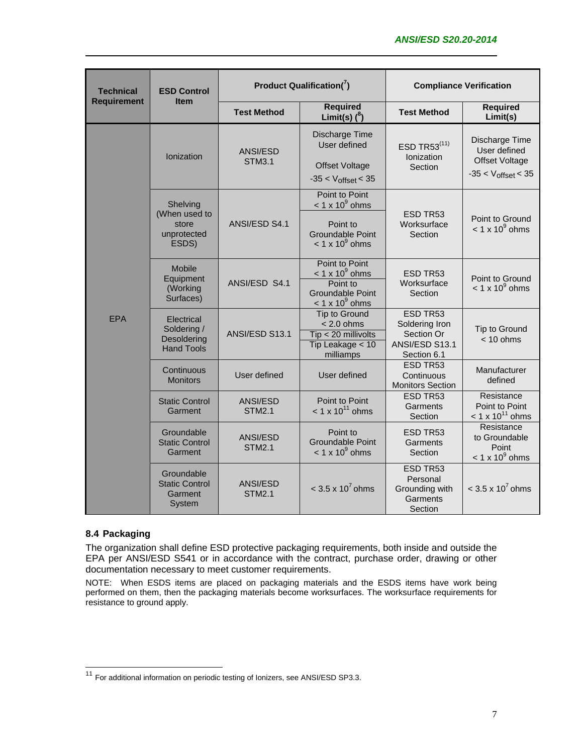| Technical Requirement | ESD Control Item | Product Qualification([7]) | | Compliance Verification | |
|---|---|---|---|---|---|
| | | Test Method | Required Limit(s) ([8]) | Test Method | Required Limit(s) |
| EPA | Ionization | ANSI/ESD STM3.1 | Discharge Time User defined<br><br>Offset Voltage<br><br>$-35 < V_{offset} < 35$ | ESD TR53[11] Ionization Section | Discharge Time User defined Offset Voltage<br><br>$-35 < V_{offset} < 35$ |
| | Shelving (When used to store unprotected ESDS) | ANSI/ESD S4.1 | Point to Point $< 1 \times 10^9$ ohms<br><br>Point to Groundable Point $< 1 \times 10^9$ ohms | ESD TR53 Worksurface Section | Point to Ground $< 1 \times 10^9$ ohms |
| | Mobile Equipment (Working Surfaces) | ANSI/ESD S4.1 | Point to Point $< 1 \times 10^9$ ohms<br>Point to Groundable Point $< 1 \times 10^9$ ohms | ESD TR53 Worksurface Section | Point to Ground $< 1 \times 10^9$ ohms |
| | Electrical Soldering / Desoldering Hand Tools | ANSI/ESD S13.1 | Tip to Ground < 2.0 ohms<br>Tip < 20 millivolts<br>Tip Leakage < 10 milliamps | ESD TR53 Soldering Iron Section Or ANSI/ESD S13.1 Section 6.1 | Tip to Ground < 10 ohms |
| | Continuous Monitors | User defined | User defined | ESD TR53 Continuous Monitors Section | Manufacturer defined |
| | Static Control Garment | ANSI/ESD STM2.1 | Point to Point $< 1 \times 10^{11}$ ohms | ESD TR53 Garments Section | Resistance Point to Point $< 1 \times 10^{11}$ ohms |
| | Groundable Static Control Garment | ANSI/ESD STM2.1 | Point to Groundable Point $< 1 \times 10^9$ ohms | ESD TR53 Garments Section | Resistance to Groundable Point $< 1 \times 10^9$ ohms |
| | Groundable Static Control Garment System | ANSI/ESD STM2.1 | $< 3.5 \times 10^7$ ohms | ESD TR53 Personal Grounding with Garments Section | $< 3.5 \times 10^7$ ohms |

### 8.4 Packaging

The organization shall define ESD protective packaging requirements, both inside and outside the EPA per ANSI/ESD S541 or in accordance with the contract, purchase order, drawing or other documentation necessary to meet customer requirements.

NOTE: When ESDS items are placed on packaging materials and the ESDS items have work being performed on them, then the packaging materials become worksurfaces. The worksurface requirements for resistance to ground apply.

---

[11] For additional information on periodic testing of Ionizers, see ANSI/ESD SP3.3.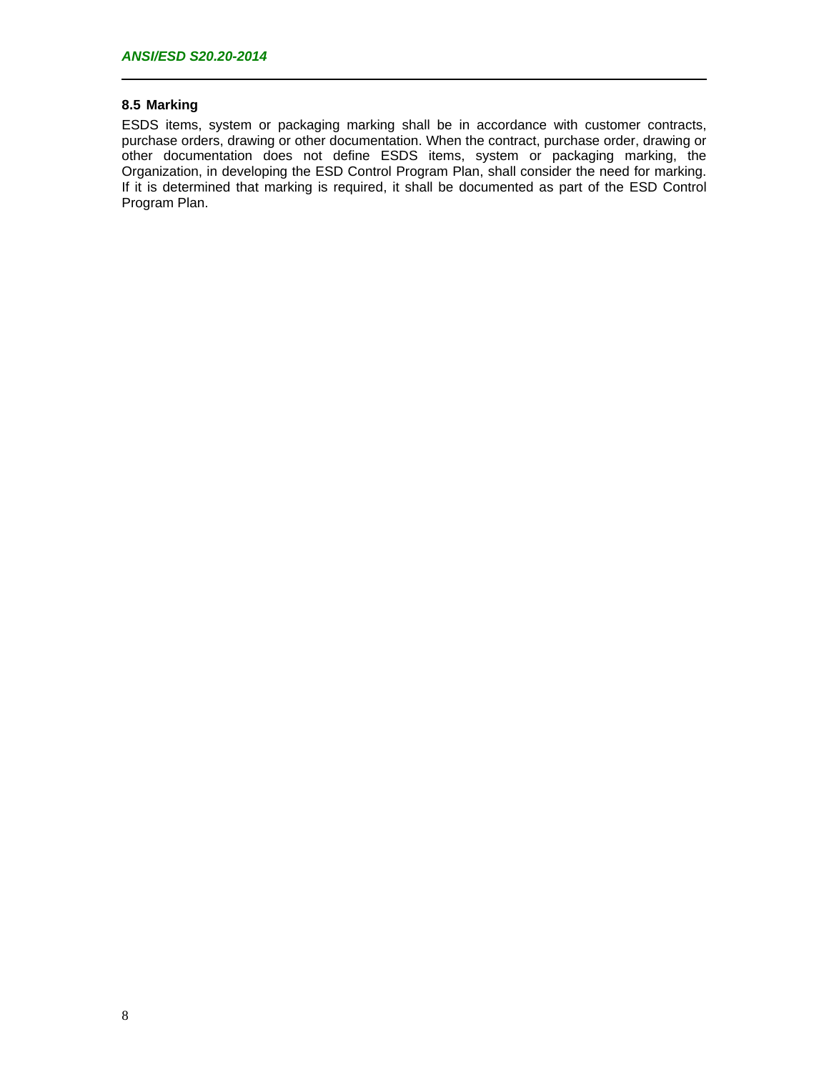### 8.5 Marking

ESDS items, system or packaging marking shall be in accordance with customer contracts, purchase orders, drawing or other documentation. When the contract, purchase order, drawing or other documentation does not define ESDS items, system or packaging marking, the Organization, in developing the ESD Control Program Plan, shall consider the need for marking. If it is determined that marking is required, it shall be documented as part of the ESD Control Program Plan.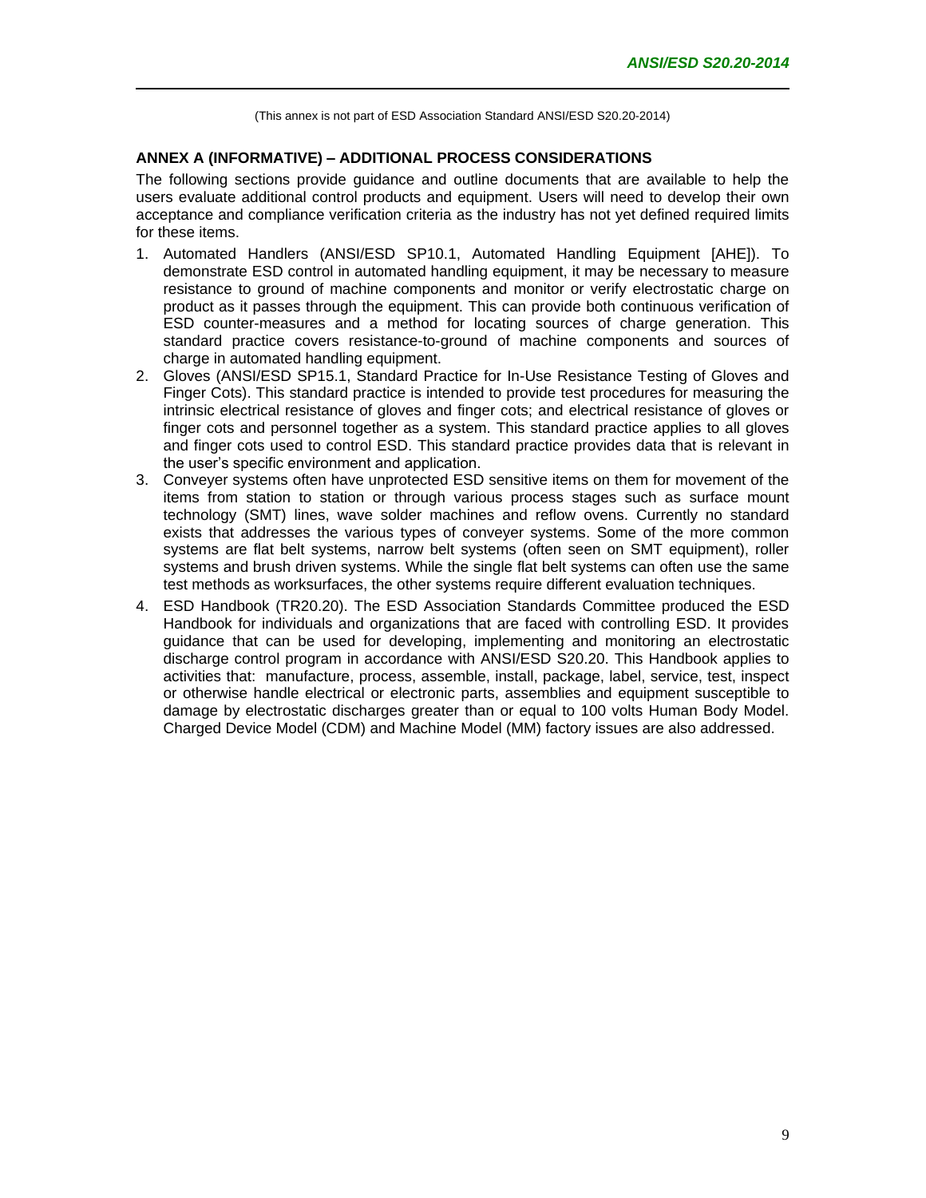(This annex is not part of ESD Association Standard ANSI/ESD S20.20-2014)

## ANNEX A (INFORMATIVE) – ADDITIONAL PROCESS CONSIDERATIONS

The following sections provide guidance and outline documents that are available to help the users evaluate additional control products and equipment. Users will need to develop their own acceptance and compliance verification criteria as the industry has not yet defined required limits for these items.

1. Automated Handlers (ANSI/ESD SP10.1, Automated Handling Equipment [AHE]). To demonstrate ESD control in automated handling equipment, it may be necessary to measure resistance to ground of machine components and monitor or verify electrostatic charge on product as it passes through the equipment. This can provide both continuous verification of ESD counter-measures and a method for locating sources of charge generation. This standard practice covers resistance-to-ground of machine components and sources of charge in automated handling equipment.
2. Gloves (ANSI/ESD SP15.1, Standard Practice for In-Use Resistance Testing of Gloves and Finger Cots). This standard practice is intended to provide test procedures for measuring the intrinsic electrical resistance of gloves and finger cots; and electrical resistance of gloves or finger cots and personnel together as a system. This standard practice applies to all gloves and finger cots used to control ESD. This standard practice provides data that is relevant in the user's specific environment and application.
3. Conveyer systems often have unprotected ESD sensitive items on them for movement of the items from station to station or through various process stages such as surface mount technology (SMT) lines, wave solder machines and reflow ovens. Currently no standard exists that addresses the various types of conveyer systems. Some of the more common systems are flat belt systems, narrow belt systems (often seen on SMT equipment), roller systems and brush driven systems. While the single flat belt systems can often use the same test methods as worksurfaces, the other systems require different evaluation techniques.
4. ESD Handbook (TR20.20). The ESD Association Standards Committee produced the ESD Handbook for individuals and organizations that are faced with controlling ESD. It provides guidance that can be used for developing, implementing and monitoring an electrostatic discharge control program in accordance with ANSI/ESD S20.20. This Handbook applies to activities that: manufacture, process, assemble, install, package, label, service, test, inspect or otherwise handle electrical or electronic parts, assemblies and equipment susceptible to damage by electrostatic discharges greater than or equal to 100 volts Human Body Model. Charged Device Model (CDM) and Machine Model (MM) factory issues are also addressed.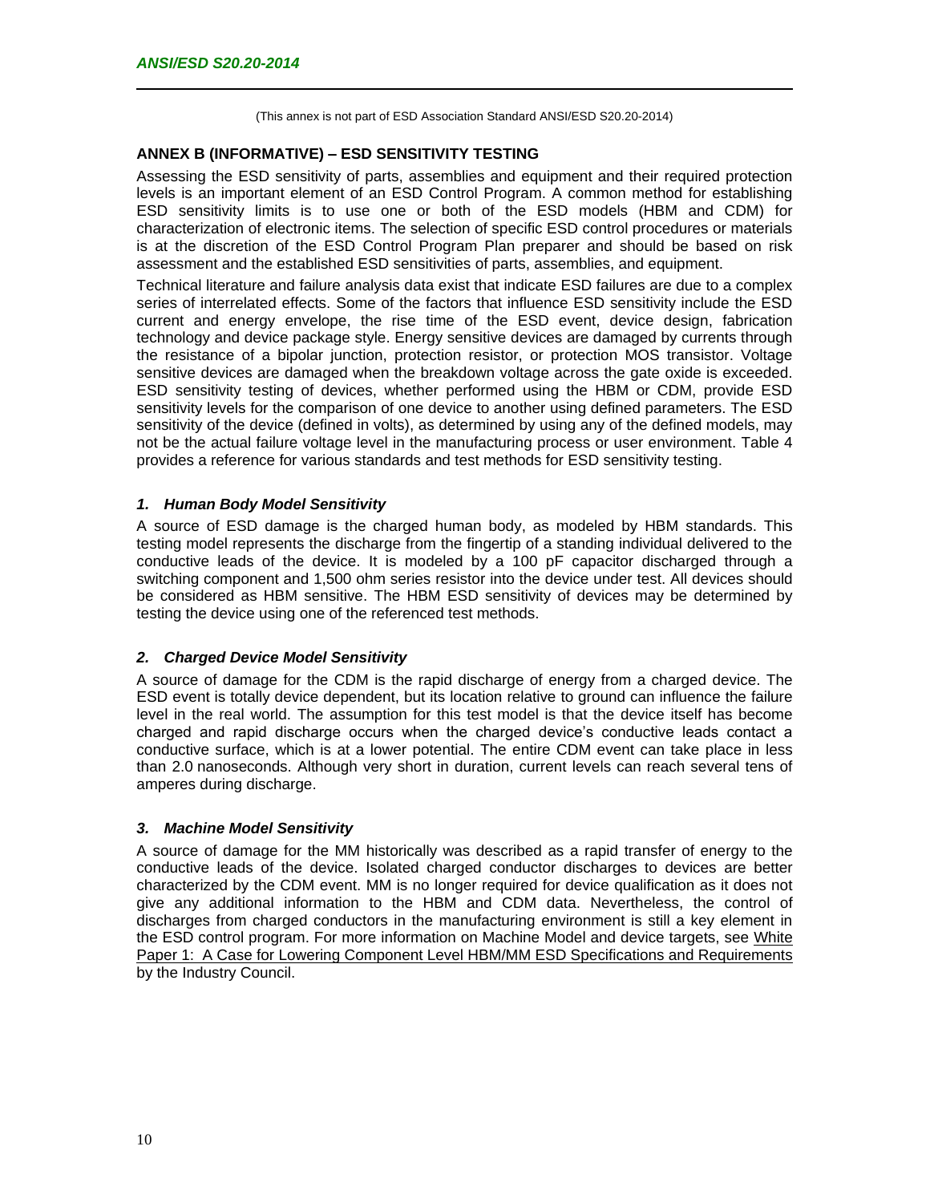(This annex is not part of ESD Association Standard ANSI/ESD S20.20-2014)

## ANNEX B (INFORMATIVE) – ESD SENSITIVITY TESTING

Assessing the ESD sensitivity of parts, assemblies and equipment and their required protection levels is an important element of an ESD Control Program. A common method for establishing ESD sensitivity limits is to use one or both of the ESD models (HBM and CDM) for characterization of electronic items. The selection of specific ESD control procedures or materials is at the discretion of the ESD Control Program Plan preparer and should be based on risk assessment and the established ESD sensitivities of parts, assemblies, and equipment.

Technical literature and failure analysis data exist that indicate ESD failures are due to a complex series of interrelated effects. Some of the factors that influence ESD sensitivity include the ESD current and energy envelope, the rise time of the ESD event, device design, fabrication technology and device package style. Energy sensitive devices are damaged by currents through the resistance of a bipolar junction, protection resistor, or protection MOS transistor. Voltage sensitive devices are damaged when the breakdown voltage across the gate oxide is exceeded. ESD sensitivity testing of devices, whether performed using the HBM or CDM, provide ESD sensitivity levels for the comparison of one device to another using defined parameters. The ESD sensitivity of the device (defined in volts), as determined by using any of the defined models, may not be the actual failure voltage level in the manufacturing process or user environment. Table 4 provides a reference for various standards and test methods for ESD sensitivity testing.

### *1. Human Body Model Sensitivity*

A source of ESD damage is the charged human body, as modeled by HBM standards. This testing model represents the discharge from the fingertip of a standing individual delivered to the conductive leads of the device. It is modeled by a 100 pF capacitor discharged through a switching component and 1,500 ohm series resistor into the device under test. All devices should be considered as HBM sensitive. The HBM ESD sensitivity of devices may be determined by testing the device using one of the referenced test methods.

### *2. Charged Device Model Sensitivity*

A source of damage for the CDM is the rapid discharge of energy from a charged device. The ESD event is totally device dependent, but its location relative to ground can influence the failure level in the real world. The assumption for this test model is that the device itself has become charged and rapid discharge occurs when the charged device's conductive leads contact a conductive surface, which is at a lower potential. The entire CDM event can take place in less than 2.0 nanoseconds. Although very short in duration, current levels can reach several tens of amperes during discharge.

### *3. Machine Model Sensitivity*

A source of damage for the MM historically was described as a rapid transfer of energy to the conductive leads of the device. Isolated charged conductor discharges to devices are better characterized by the CDM event. MM is no longer required for device qualification as it does not give any additional information to the HBM and CDM data. Nevertheless, the control of discharges from charged conductors in the manufacturing environment is still a key element in the ESD control program. For more information on Machine Model and device targets, see White Paper 1: A Case for Lowering Component Level HBM/MM ESD Specifications and Requirements by the Industry Council.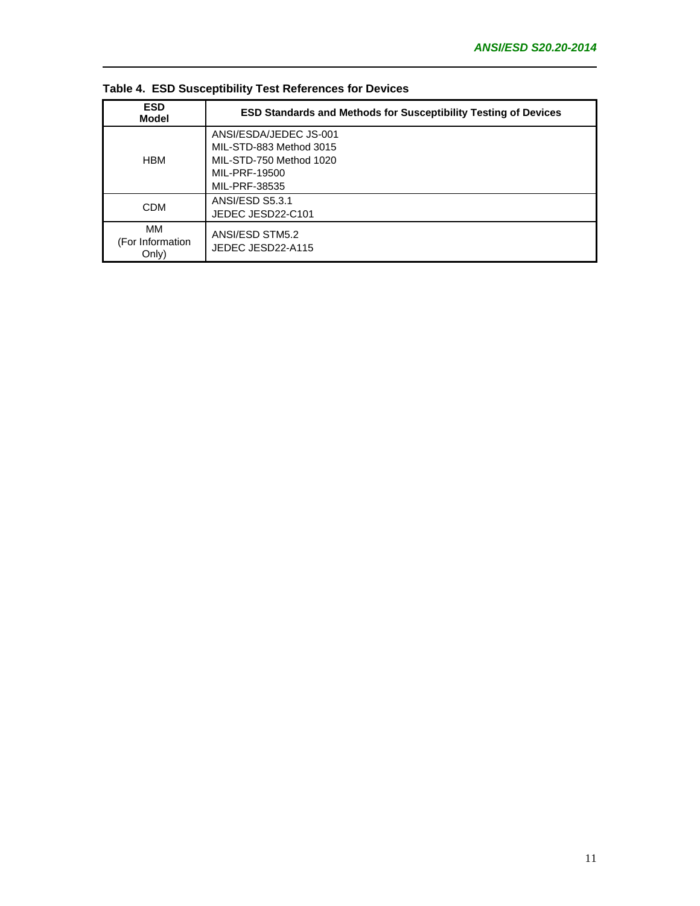**Table 4. ESD Susceptibility Test References for Devices**

| ESD Model | ESD Standards and Methods for Susceptibility Testing of Devices |
|---|---|
| HBM | ANSI/ESDA/JEDEC JS-001<br>MIL-STD-883 Method 3015<br>MIL-STD-750 Method 1020<br>MIL-PRF-19500<br>MIL-PRF-38535 |
| CDM | ANSI/ESD S5.3.1<br>JEDEC JESD22-C101 |
| MM (For Information Only) | ANSI/ESD STM5.2<br>JEDEC JESD22-A115 |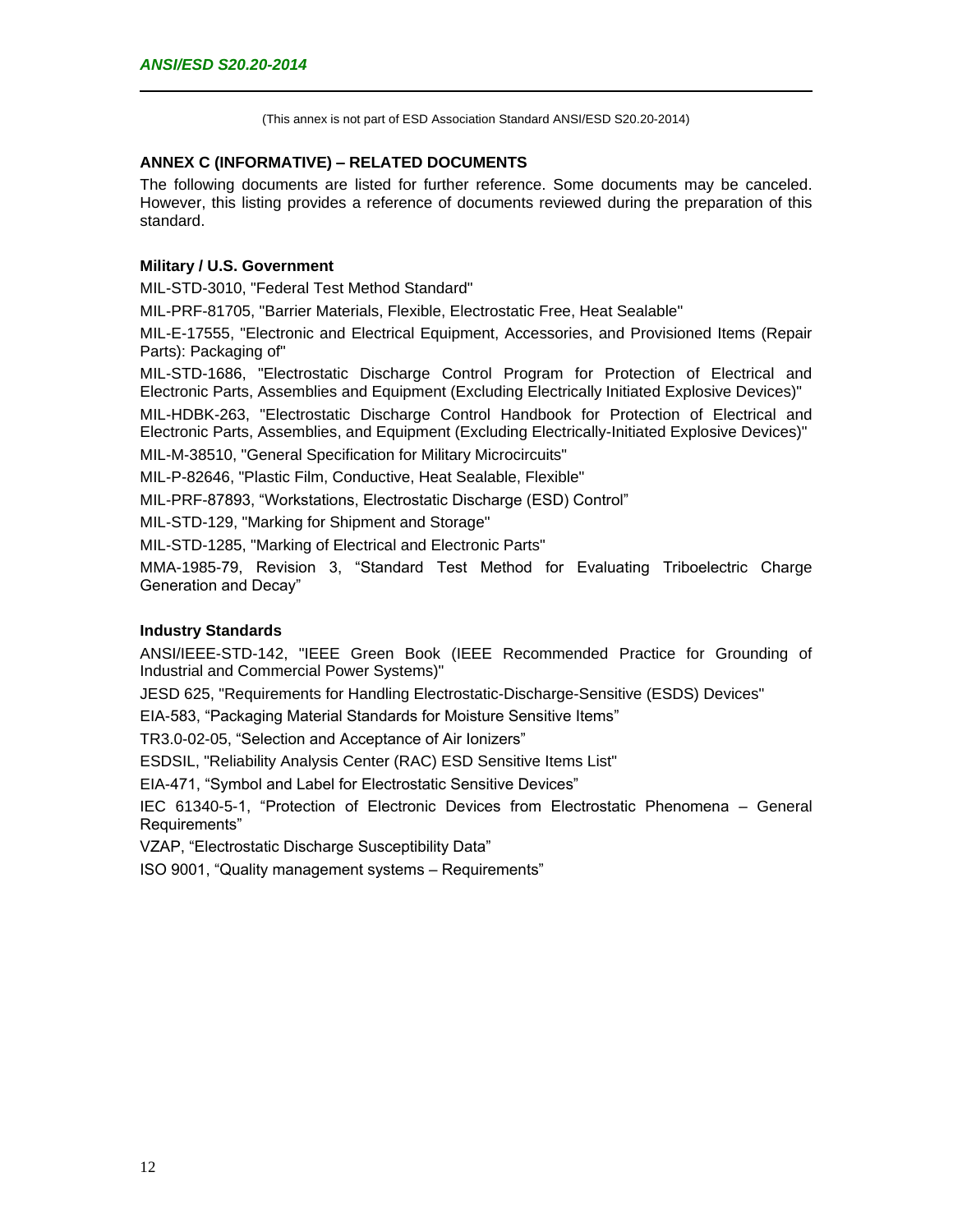(This annex is not part of ESD Association Standard ANSI/ESD S20.20-2014)

## ANNEX C (INFORMATIVE) – RELATED DOCUMENTS

The following documents are listed for further reference. Some documents may be canceled. However, this listing provides a reference of documents reviewed during the preparation of this standard.

### Military / U.S. Government

MIL-STD-3010, "Federal Test Method Standard"

MIL-PRF-81705, "Barrier Materials, Flexible, Electrostatic Free, Heat Sealable"

MIL-E-17555, "Electronic and Electrical Equipment, Accessories, and Provisioned Items (Repair Parts): Packaging of"

MIL-STD-1686, "Electrostatic Discharge Control Program for Protection of Electrical and Electronic Parts, Assemblies and Equipment (Excluding Electrically Initiated Explosive Devices)"

MIL-HDBK-263, "Electrostatic Discharge Control Handbook for Protection of Electrical and Electronic Parts, Assemblies, and Equipment (Excluding Electrically-Initiated Explosive Devices)"

MIL-M-38510, "General Specification for Military Microcircuits"

MIL-P-82646, "Plastic Film, Conductive, Heat Sealable, Flexible"

MIL-PRF-87893, “Workstations, Electrostatic Discharge (ESD) Control”

MIL-STD-129, "Marking for Shipment and Storage"

MIL-STD-1285, "Marking of Electrical and Electronic Parts"

MMA-1985-79, Revision 3, “Standard Test Method for Evaluating Triboelectric Charge Generation and Decay”

### Industry Standards

ANSI/IEEE-STD-142, "IEEE Green Book (IEEE Recommended Practice for Grounding of Industrial and Commercial Power Systems)"

JESD 625, "Requirements for Handling Electrostatic-Discharge-Sensitive (ESDS) Devices"

EIA-583, “Packaging Material Standards for Moisture Sensitive Items”

TR3.0-02-05, “Selection and Acceptance of Air Ionizers”

ESDSIL, "Reliability Analysis Center (RAC) ESD Sensitive Items List"

EIA-471, “Symbol and Label for Electrostatic Sensitive Devices”

IEC 61340-5-1, “Protection of Electronic Devices from Electrostatic Phenomena – General Requirements”

VZAP, “Electrostatic Discharge Susceptibility Data”

ISO 9001, “Quality management systems – Requirements”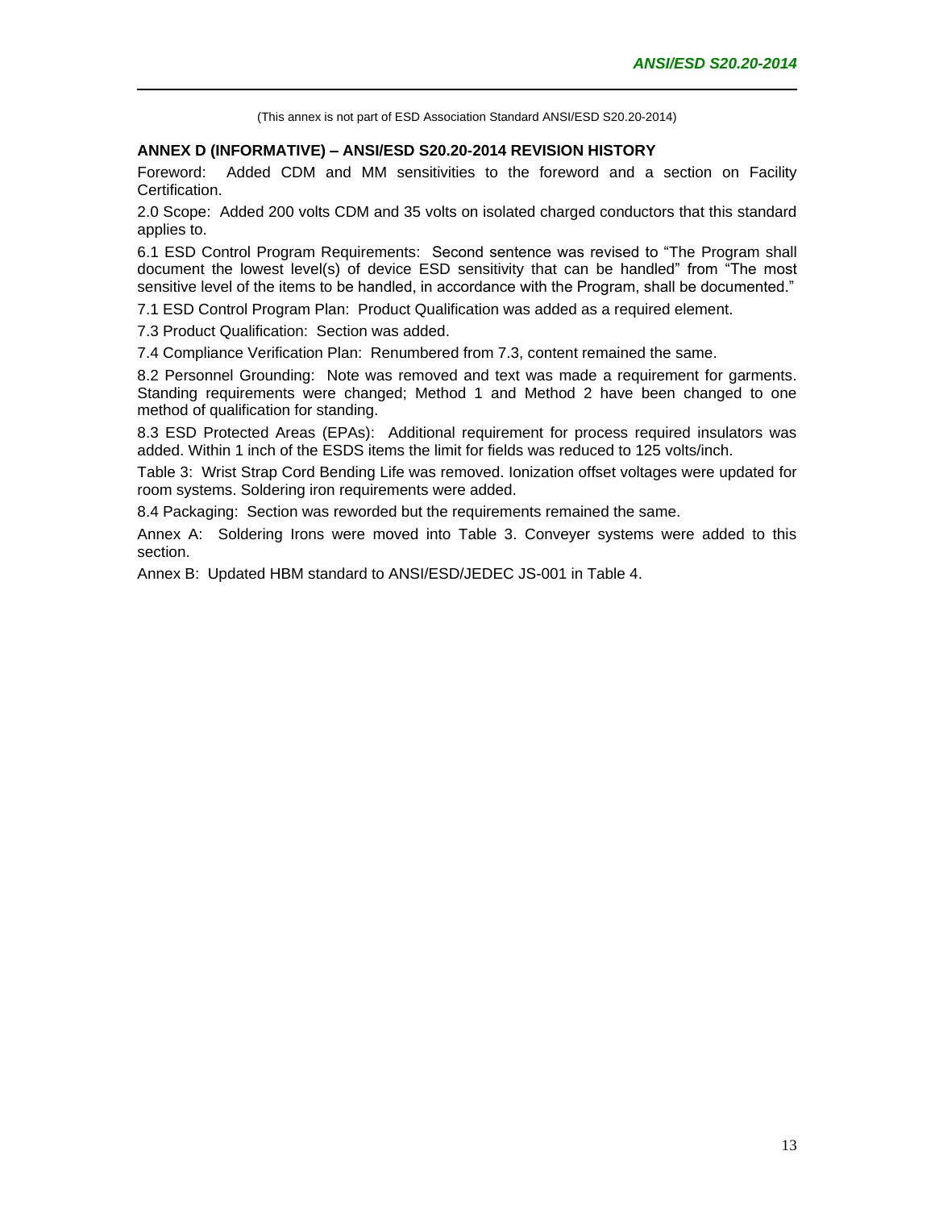(This annex is not part of ESD Association Standard ANSI/ESD S20.20-2014)

## ANNEX D (INFORMATIVE) – ANSI/ESD S20.20-2014 REVISION HISTORY

Foreword: Added CDM and MM sensitivities to the foreword and a section on Facility Certification.

2.0 Scope: Added 200 volts CDM and 35 volts on isolated charged conductors that this standard applies to.

6.1 ESD Control Program Requirements: Second sentence was revised to "The Program shall document the lowest level(s) of device ESD sensitivity that can be handled" from "The most sensitive level of the items to be handled, in accordance with the Program, shall be documented."

7.1 ESD Control Program Plan: Product Qualification was added as a required element.

7.3 Product Qualification: Section was added.

7.4 Compliance Verification Plan: Renumbered from 7.3, content remained the same.

8.2 Personnel Grounding: Note was removed and text was made a requirement for garments. Standing requirements were changed; Method 1 and Method 2 have been changed to one method of qualification for standing.

8.3 ESD Protected Areas (EPAs): Additional requirement for process required insulators was added. Within 1 inch of the ESDS items the limit for fields was reduced to 125 volts/inch.

Table 3: Wrist Strap Cord Bending Life was removed. Ionization offset voltages were updated for room systems. Soldering iron requirements were added.

8.4 Packaging: Section was reworded but the requirements remained the same.

Annex A: Soldering Irons were moved into Table 3. Conveyer systems were added to this section.

Annex B: Updated HBM standard to ANSI/ESD/JEDEC JS-001 in Table 4.